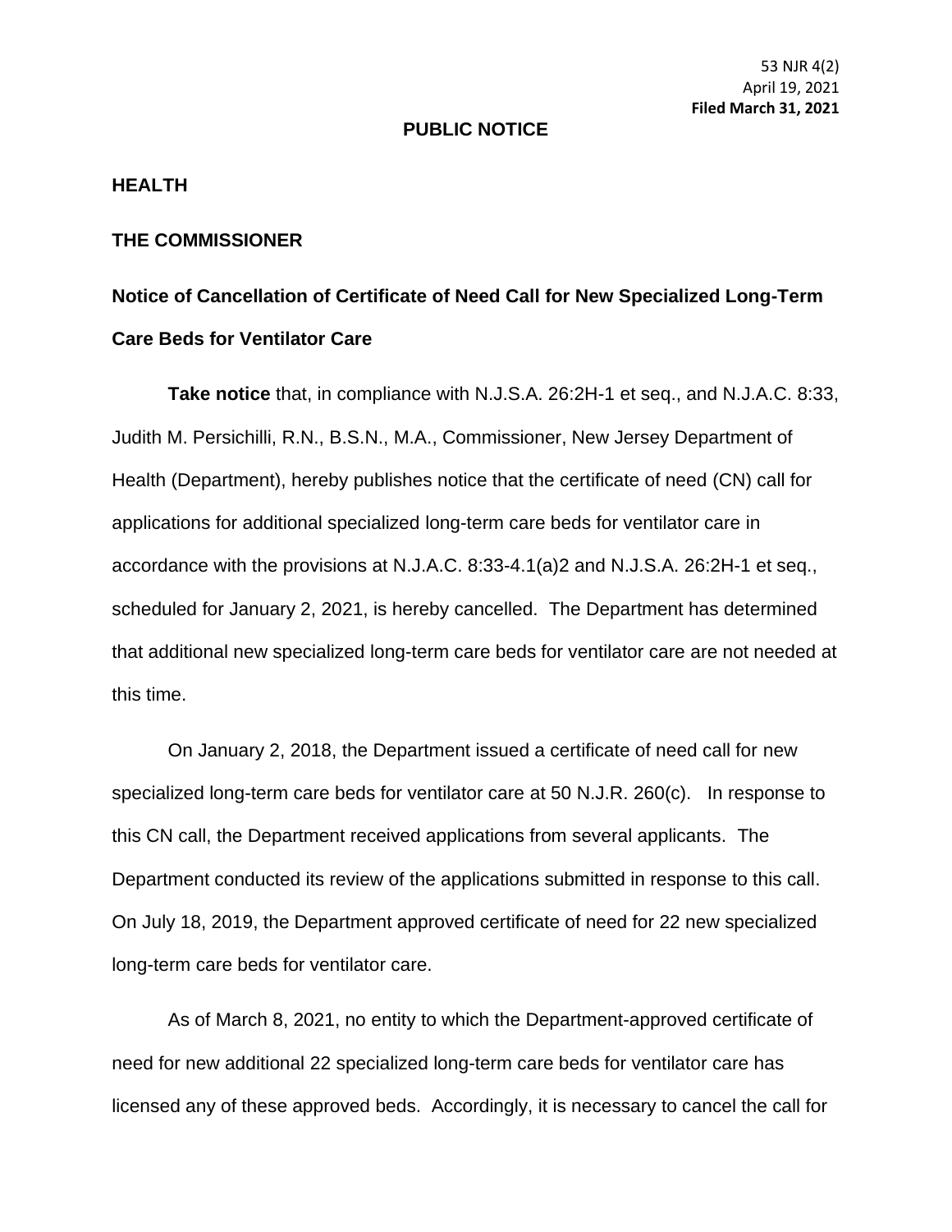53 NJR 4(2)
April 19, 2021
**Filed March 31, 2021**

# PUBLIC NOTICE

## HEALTH

## THE COMMISSIONER

### Notice of Cancellation of Certificate of Need Call for New Specialized Long-Term Care Beds for Ventilator Care

**Take notice** that, in compliance with N.J.S.A. 26:2H-1 et seq., and N.J.A.C. 8:33, Judith M. Persichilli, R.N., B.S.N., M.A., Commissioner, New Jersey Department of Health (Department), hereby publishes notice that the certificate of need (CN) call for applications for additional specialized long-term care beds for ventilator care in accordance with the provisions at N.J.A.C. 8:33-4.1(a)2 and N.J.S.A. 26:2H-1 et seq., scheduled for January 2, 2021, is hereby cancelled. The Department has determined that additional new specialized long-term care beds for ventilator care are not needed at this time.

On January 2, 2018, the Department issued a certificate of need call for new specialized long-term care beds for ventilator care at 50 N.J.R. 260(c). In response to this CN call, the Department received applications from several applicants. The Department conducted its review of the applications submitted in response to this call. On July 18, 2019, the Department approved certificate of need for 22 new specialized long-term care beds for ventilator care.

As of March 8, 2021, no entity to which the Department-approved certificate of need for new additional 22 specialized long-term care beds for ventilator care has licensed any of these approved beds. Accordingly, it is necessary to cancel the call for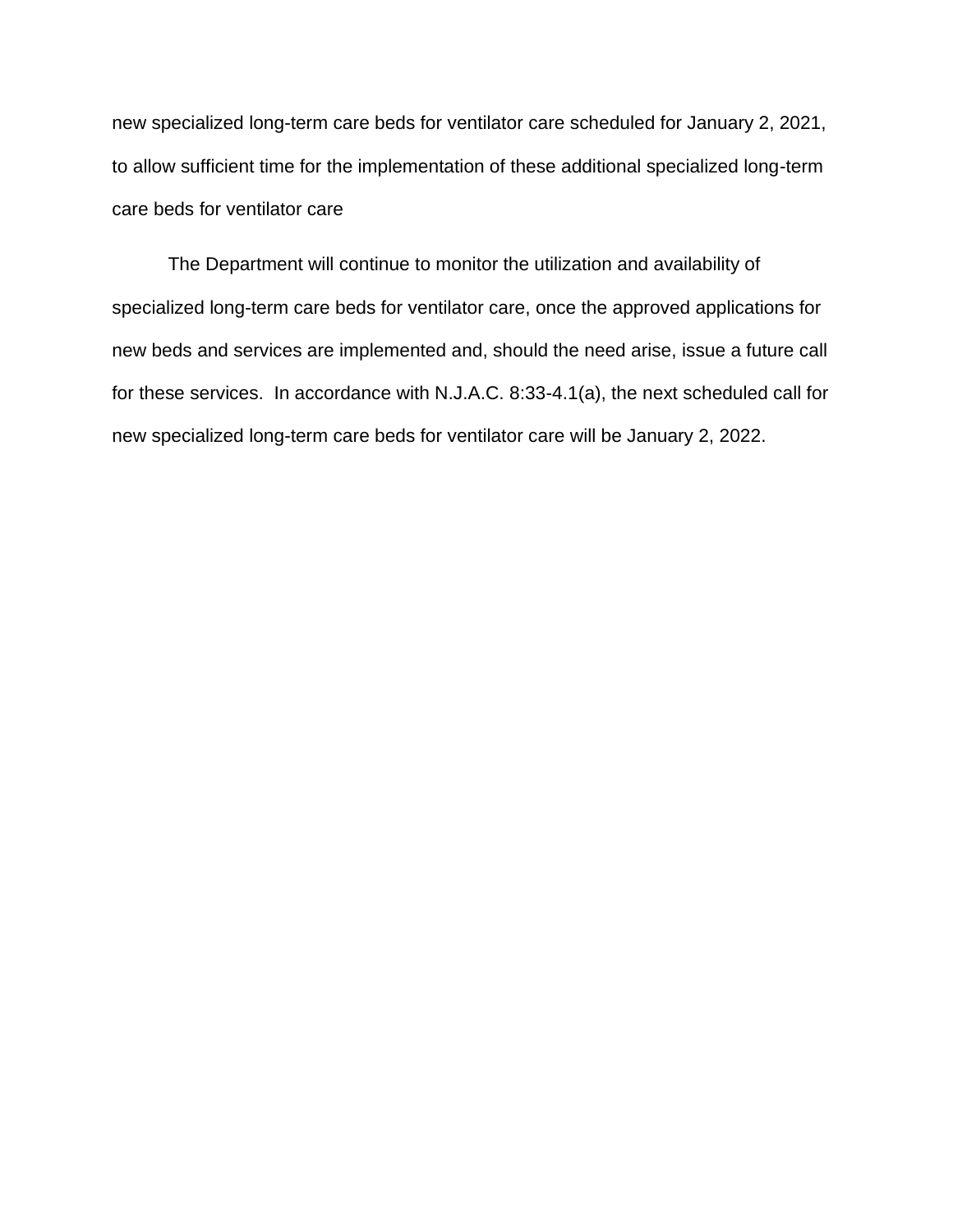new specialized long-term care beds for ventilator care scheduled for January 2, 2021, to allow sufficient time for the implementation of these additional specialized long-term care beds for ventilator care

The Department will continue to monitor the utilization and availability of specialized long-term care beds for ventilator care, once the approved applications for new beds and services are implemented and, should the need arise, issue a future call for these services. In accordance with N.J.A.C. 8:33-4.1(a), the next scheduled call for new specialized long-term care beds for ventilator care will be January 2, 2022.